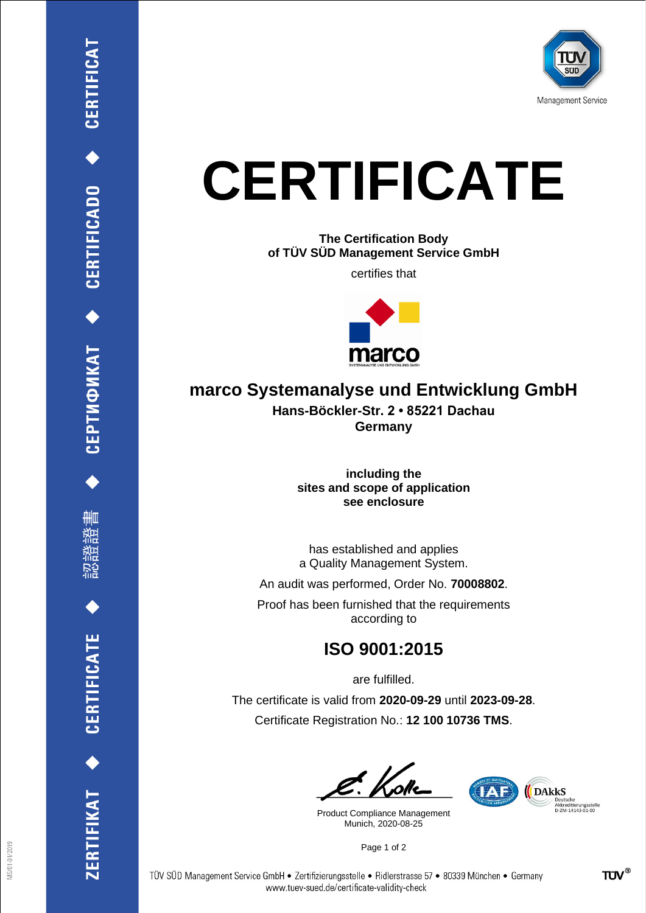# CERTIFICATE

**The Certification Body**
**of TÜV SÜD Management Service GmbH**

certifies that

## marco Systemanalyse und Entwicklung GmbH

**Hans-Böckler-Str. 2 • 85221 Dachau**
**Germany**

**including the**
**sites and scope of application**
**see enclosure**

has established and applies
a Quality Management System.

An audit was performed, Order No. **70008802**.

Proof has been furnished that the requirements
according to

## ISO 9001:2015

are fulfilled.

The certificate is valid from **2020-09-29** until **2023-09-28**.

Certificate Registration No.: **12 100 10736 TMS**.

Product Compliance Management
Munich, 2020-08-25

DAkkS Deutsche Akkreditierungsstelle D-ZM-14143-01-00

TÜV SÜD Management Service GmbH • Zertifizierungsstelle • Ridlerstrasse 57 • 80339 München • Germany
www.tuev-sued.de/certificate-validity-check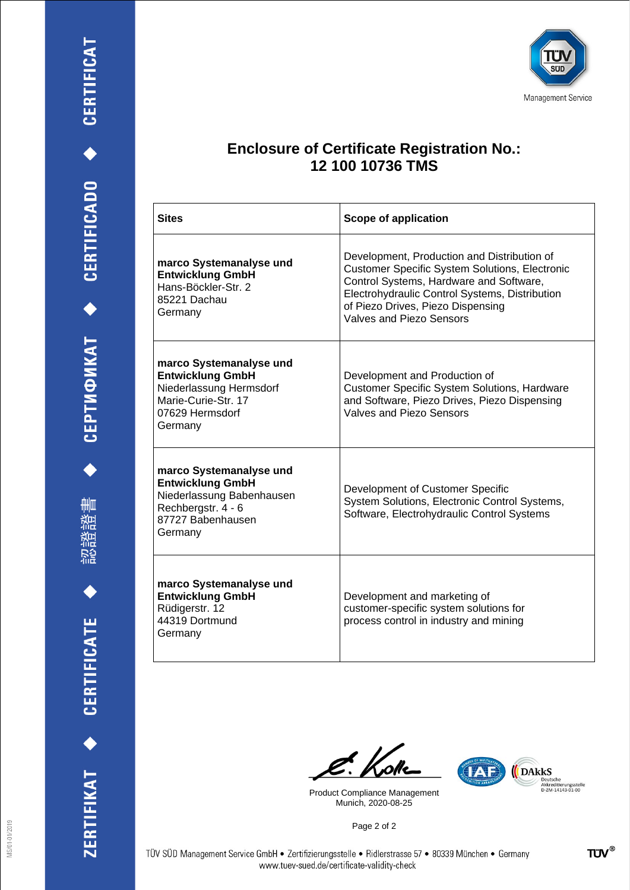Management Service

# Enclosure of Certificate Registration No.: 12 100 10736 TMS

| Sites | Scope of application |
|---|---|
| **marco Systemanalyse und Entwicklung GmbH**<br>Hans-Böckler-Str. 2<br>85221 Dachau<br>Germany | Development, Production and Distribution of Customer Specific System Solutions, Electronic Control Systems, Hardware and Software, Electrohydraulic Control Systems, Distribution of Piezo Drives, Piezo Dispensing Valves and Piezo Sensors |
| **marco Systemanalyse und Entwicklung GmbH**<br>Niederlassung Hermsdorf<br>Marie-Curie-Str. 17<br>07629 Hermsdorf<br>Germany | Development and Production of Customer Specific System Solutions, Hardware and Software, Piezo Drives, Piezo Dispensing Valves and Piezo Sensors |
| **marco Systemanalyse und Entwicklung GmbH**<br>Niederlassung Babenhausen<br>Rechbergstr. 4 - 6<br>87727 Babenhausen<br>Germany | Development of Customer Specific System Solutions, Electronic Control Systems, Software, Electrohydraulic Control Systems |
| **marco Systemanalyse und Entwicklung GmbH**<br>Rüdigerstr. 12<br>44319 Dortmund<br>Germany | Development and marketing of customer-specific system solutions for process control in industry and mining |

Product Compliance Management
Munich, 2020-08-25

DAkkS Deutsche Akkreditierungsstelle D-ZM-14143-01-00

TÜV SÜD Management Service GmbH • Zertifizierungsstelle • Ridlerstrasse 57 • 80339 München • Germany
www.tuev-sued.de/certificate-validity-check